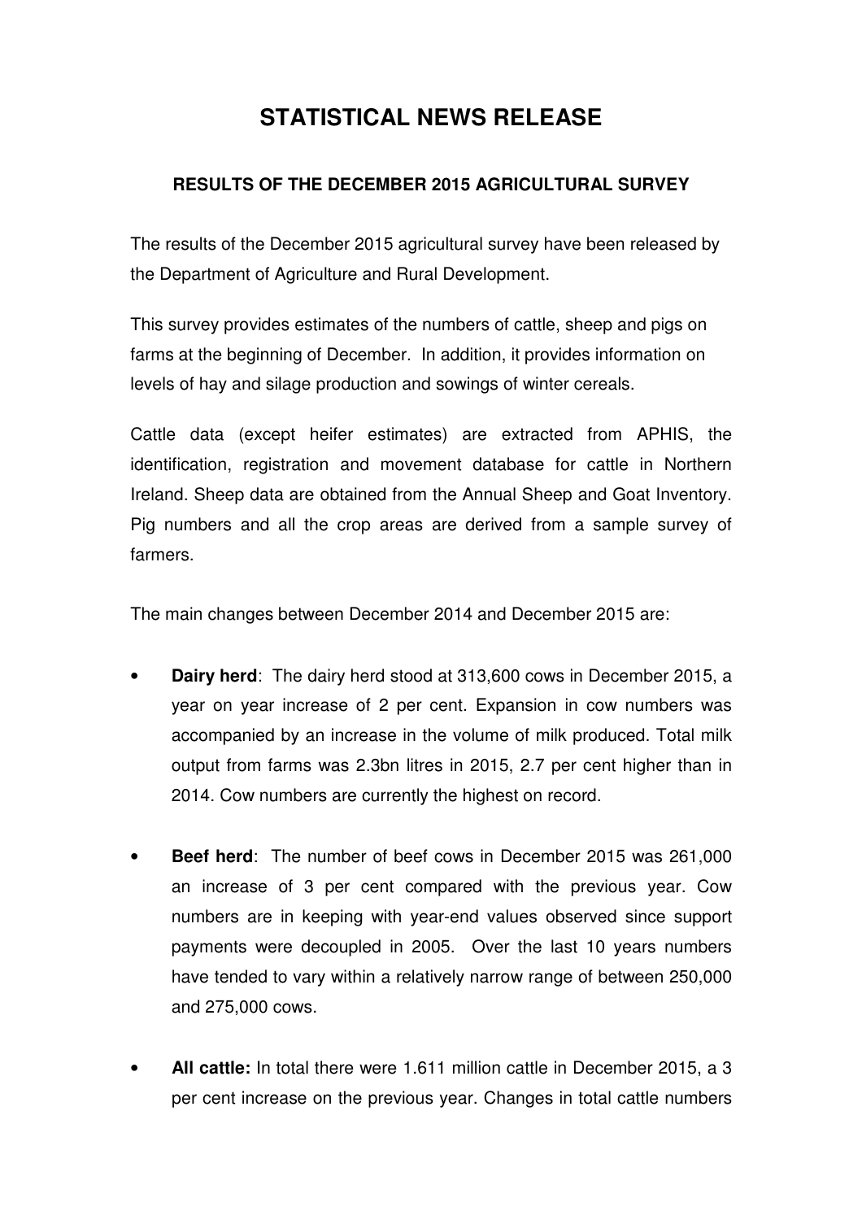# STATISTICAL NEWS RELEASE

### RESULTS OF THE DECEMBER 2015 AGRICULTURAL SURVEY

The results of the December 2015 agricultural survey have been released by the Department of Agriculture and Rural Development.

This survey provides estimates of the numbers of cattle, sheep and pigs on farms at the beginning of December. In addition, it provides information on levels of hay and silage production and sowings of winter cereals.

Cattle data (except heifer estimates) are extracted from APHIS, the identification, registration and movement database for cattle in Northern Ireland. Sheep data are obtained from the Annual Sheep and Goat Inventory. Pig numbers and all the crop areas are derived from a sample survey of farmers.

The main changes between December 2014 and December 2015 are:

- **Dairy herd**: The dairy herd stood at 313,600 cows in December 2015, a year on year increase of 2 per cent. Expansion in cow numbers was accompanied by an increase in the volume of milk produced. Total milk output from farms was 2.3bn litres in 2015, 2.7 per cent higher than in 2014. Cow numbers are currently the highest on record.
- **Beef herd**: The number of beef cows in December 2015 was 261,000 an increase of 3 per cent compared with the previous year. Cow numbers are in keeping with year-end values observed since support payments were decoupled in 2005. Over the last 10 years numbers have tended to vary within a relatively narrow range of between 250,000 and 275,000 cows.
- **All cattle:** In total there were 1.611 million cattle in December 2015, a 3 per cent increase on the previous year. Changes in total cattle numbers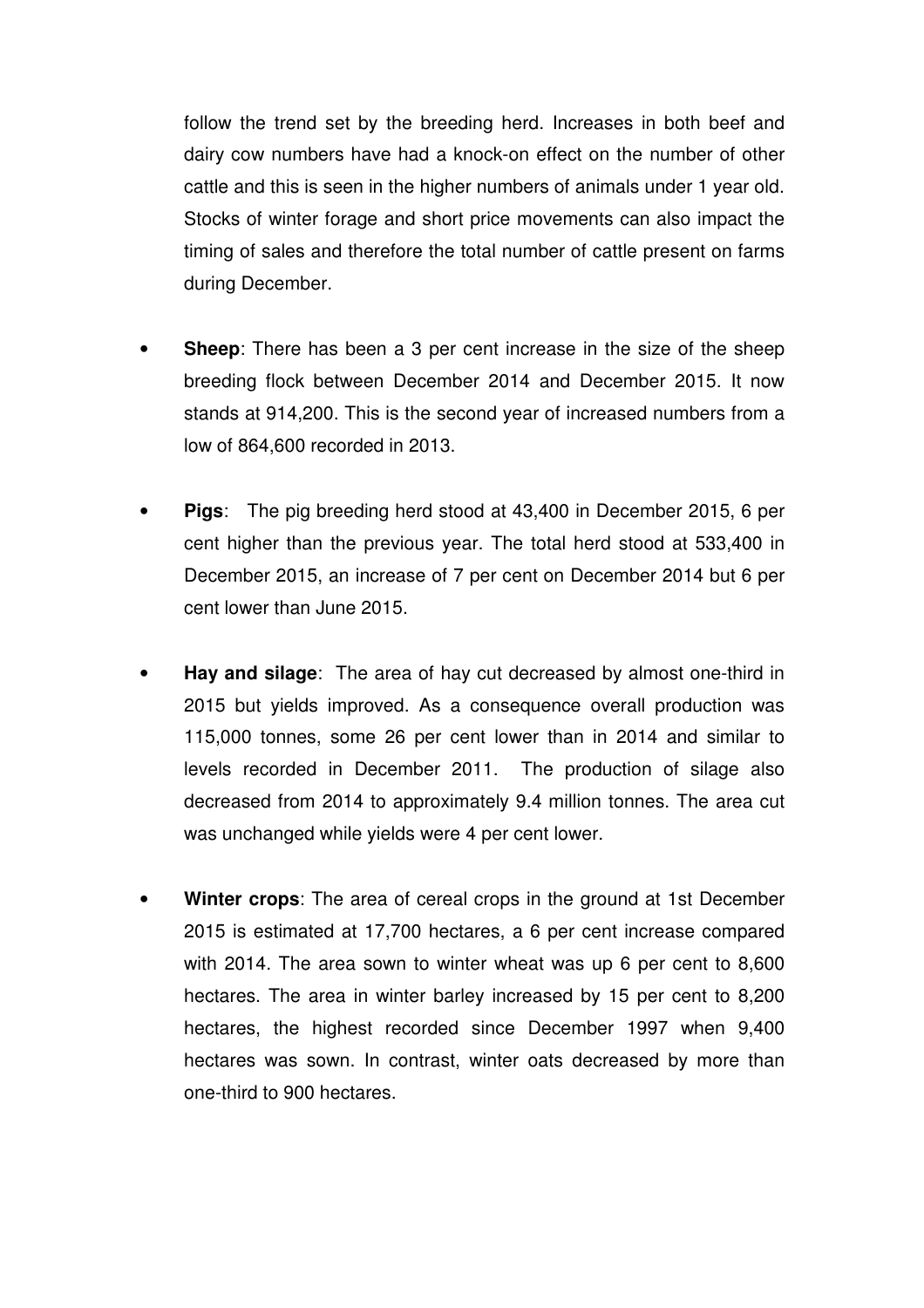follow the trend set by the breeding herd. Increases in both beef and dairy cow numbers have had a knock-on effect on the number of other cattle and this is seen in the higher numbers of animals under 1 year old. Stocks of winter forage and short price movements can also impact the timing of sales and therefore the total number of cattle present on farms during December.

- **Sheep**: There has been a 3 per cent increase in the size of the sheep breeding flock between December 2014 and December 2015. It now stands at 914,200. This is the second year of increased numbers from a low of 864,600 recorded in 2013.

- **Pigs**: The pig breeding herd stood at 43,400 in December 2015, 6 per cent higher than the previous year. The total herd stood at 533,400 in December 2015, an increase of 7 per cent on December 2014 but 6 per cent lower than June 2015.

- **Hay and silage**: The area of hay cut decreased by almost one-third in 2015 but yields improved. As a consequence overall production was 115,000 tonnes, some 26 per cent lower than in 2014 and similar to levels recorded in December 2011. The production of silage also decreased from 2014 to approximately 9.4 million tonnes. The area cut was unchanged while yields were 4 per cent lower.

- **Winter crops**: The area of cereal crops in the ground at 1st December 2015 is estimated at 17,700 hectares, a 6 per cent increase compared with 2014. The area sown to winter wheat was up 6 per cent to 8,600 hectares. The area in winter barley increased by 15 per cent to 8,200 hectares, the highest recorded since December 1997 when 9,400 hectares was sown. In contrast, winter oats decreased by more than one-third to 900 hectares.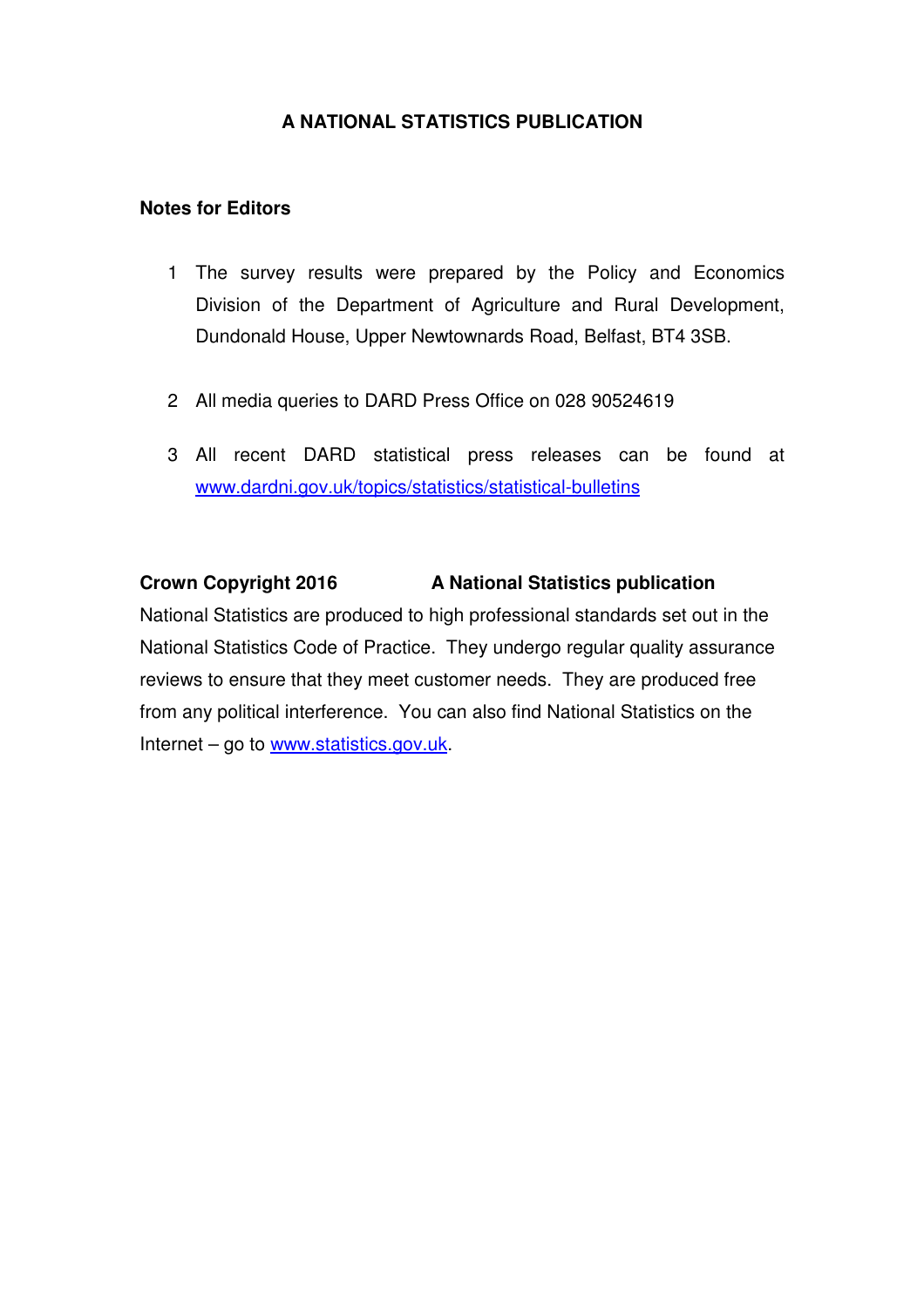**A NATIONAL STATISTICS PUBLICATION**

**Notes for Editors**

1. The survey results were prepared by the Policy and Economics Division of the Department of Agriculture and Rural Development, Dundonald House, Upper Newtownards Road, Belfast, BT4 3SB.

2. All media queries to DARD Press Office on 028 90524619

3. All recent DARD statistical press releases can be found at [www.dardni.gov.uk/topics/statistics/statistical-bulletins](www.dardni.gov.uk/topics/statistics/statistical-bulletins)

**Crown Copyright 2016** **A National Statistics publication**

National Statistics are produced to high professional standards set out in the National Statistics Code of Practice. They undergo regular quality assurance reviews to ensure that they meet customer needs. They are produced free from any political interference. You can also find National Statistics on the Internet – go to [www.statistics.gov.uk](www.statistics.gov.uk).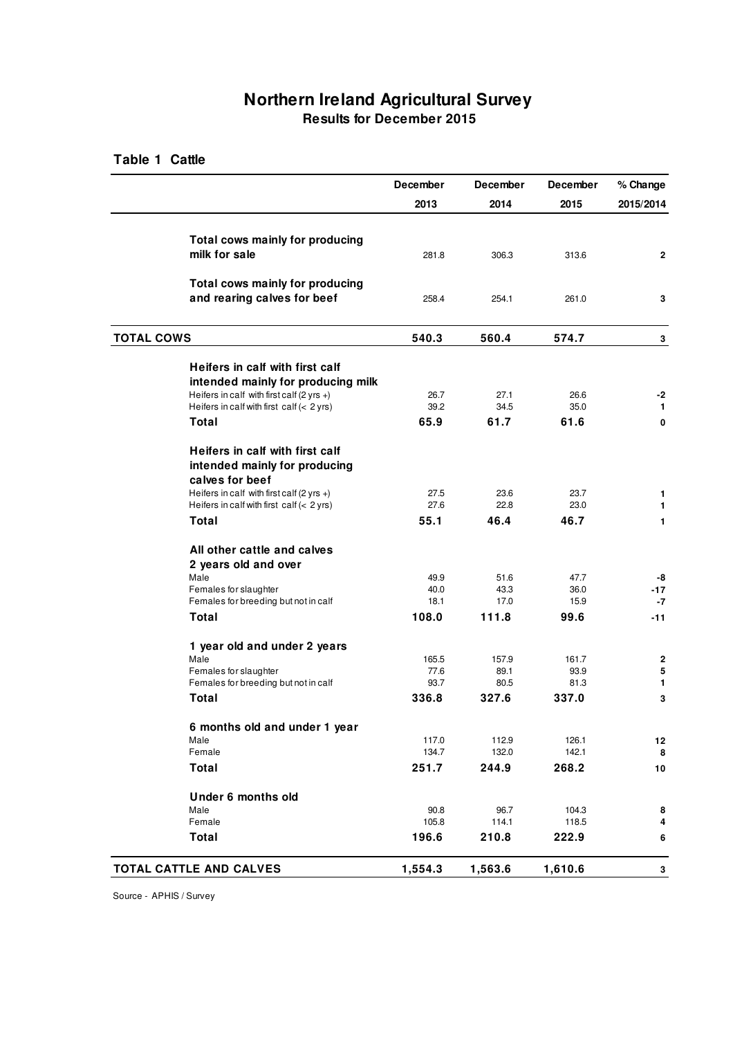# Northern Ireland Agricultural Survey

## Results for December 2015

### Table 1 Cattle

| | December 2013 | December 2014 | December 2015 | % Change 2015/2014 |
|---|---|---|---|---|
| **Total cows mainly for producing milk for sale** | 281.8 | 306.3 | 313.6 | **2** |
| **Total cows mainly for producing and rearing calves for beef** | 258.4 | 254.1 | 261.0 | **3** |
| **TOTAL COWS** | **540.3** | **560.4** | **574.7** | **3** |
| **Heifers in calf with first calf intended mainly for producing milk** | | | | |
| Heifers in calf with first calf (2 yrs +) | 26.7 | 27.1 | 26.6 | **-2** |
| Heifers in calf with first calf (< 2 yrs) | 39.2 | 34.5 | 35.0 | **1** |
| **Total** | **65.9** | **61.7** | **61.6** | **0** |
| **Heifers in calf with first calf intended mainly for producing calves for beef** | | | | |
| Heifers in calf with first calf (2 yrs +) | 27.5 | 23.6 | 23.7 | **1** |
| Heifers in calf with first calf (< 2 yrs) | 27.6 | 22.8 | 23.0 | **1** |
| **Total** | **55.1** | **46.4** | **46.7** | **1** |
| **All other cattle and calves 2 years old and over** | | | | |
| Male | 49.9 | 51.6 | 47.7 | **-8** |
| Females for slaughter | 40.0 | 43.3 | 36.0 | **-17** |
| Females for breeding but not in calf | 18.1 | 17.0 | 15.9 | **-7** |
| **Total** | **108.0** | **111.8** | **99.6** | **-11** |
| **1 year old and under 2 years** | | | | |
| Male | 165.5 | 157.9 | 161.7 | **2** |
| Females for slaughter | 77.6 | 89.1 | 93.9 | **5** |
| Females for breeding but not in calf | 93.7 | 80.5 | 81.3 | **1** |
| **Total** | **336.8** | **327.6** | **337.0** | **3** |
| **6 months old and under 1 year** | | | | |
| Male | 117.0 | 112.9 | 126.1 | **12** |
| Female | 134.7 | 132.0 | 142.1 | **8** |
| **Total** | **251.7** | **244.9** | **268.2** | **10** |
| **Under 6 months old** | | | | |
| Male | 90.8 | 96.7 | 104.3 | **8** |
| Female | 105.8 | 114.1 | 118.5 | **4** |
| **Total** | **196.6** | **210.8** | **222.9** | **6** |
| **TOTAL CATTLE AND CALVES** | **1,554.3** | **1,563.6** | **1,610.6** | **3** |

Source - APHIS / Survey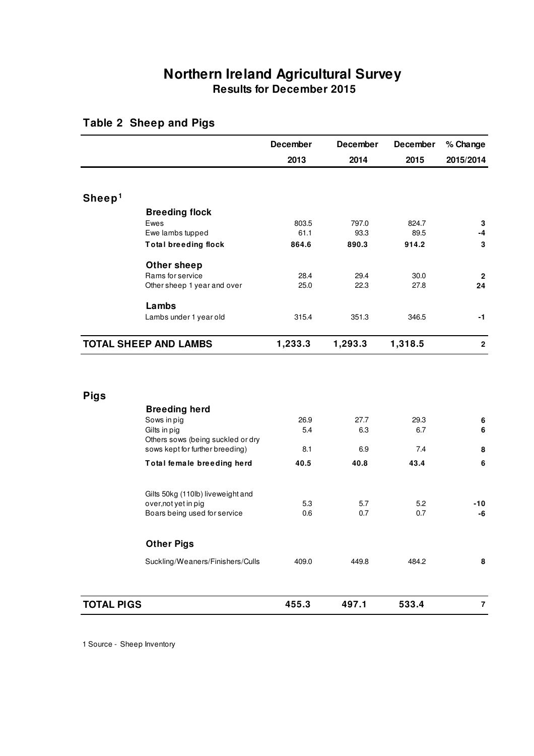# Northern Ireland Agricultural Survey

**Results for December 2015**

## Table 2 Sheep and Pigs

| | December 2013 | December 2014 | December 2015 | % Change 2015/2014 |
|---|---|---|---|---|
| **Sheep[1]** | | | | |
| **Breeding flock** | | | | |
| Ewes | 803.5 | 797.0 | 824.7 | 3 |
| Ewe lambs tupped | 61.1 | 93.3 | 89.5 | -4 |
| **Total breeding flock** | **864.6** | **890.3** | **914.2** | 3 |
| **Other sheep** | | | | |
| Rams for service | 28.4 | 29.4 | 30.0 | 2 |
| Other sheep 1 year and over | 25.0 | 22.3 | 27.8 | 24 |
| **Lambs** | | | | |
| Lambs under 1 year old | 315.4 | 351.3 | 346.5 | -1 |
| **TOTAL SHEEP AND LAMBS** | **1,233.3** | **1,293.3** | **1,318.5** | 2 |
| **Pigs** | | | | |
| **Breeding herd** | | | | |
| Sows in pig | 26.9 | 27.7 | 29.3 | 6 |
| Gilts in pig | 5.4 | 6.3 | 6.7 | 6 |
| Others sows (being suckled or dry sows kept for further breeding) | 8.1 | 6.9 | 7.4 | 8 |
| **Total female breeding herd** | **40.5** | **40.8** | **43.4** | 6 |
| Gilts 50kg (110lb) liveweight and over,not yet in pig | 5.3 | 5.7 | 5.2 | -10 |
| Boars being used for service | 0.6 | 0.7 | 0.7 | -6 |
| **Other Pigs** | | | | |
| Suckling/Weaners/Finishers/Culls | 409.0 | 449.8 | 484.2 | 8 |
| **TOTAL PIGS** | **455.3** | **497.1** | **533.4** | 7 |

1 Source - Sheep Inventory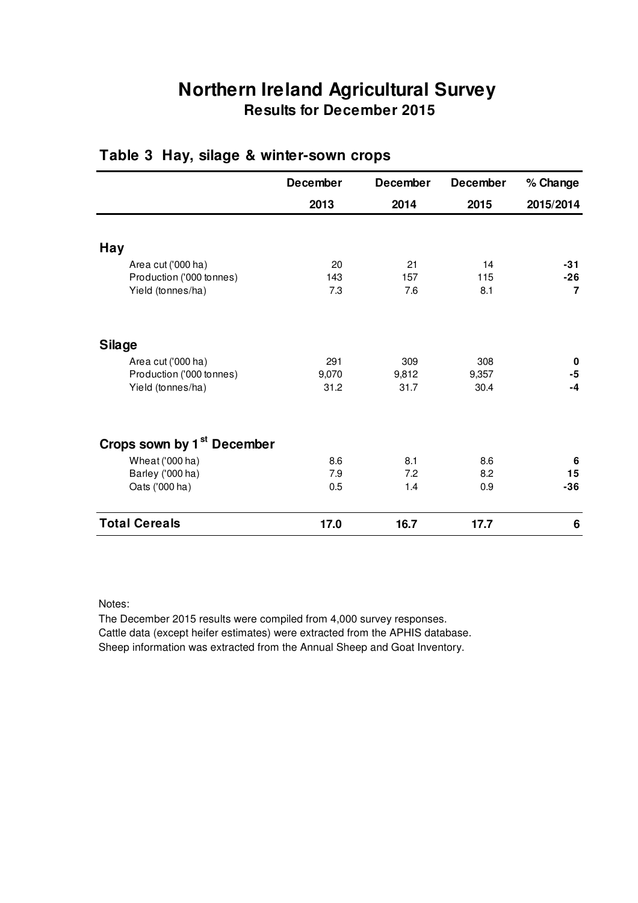# Northern Ireland Agricultural Survey

## Results for December 2015

### Table 3 Hay, silage & winter-sown crops

| | December 2013 | December 2014 | December 2015 | % Change 2015/2014 |
|---|---|---|---|---|
| **Hay** | | | | |
| Area cut ('000 ha) | 20 | 21 | 14 | **-31** |
| Production ('000 tonnes) | 143 | 157 | 115 | **-26** |
| Yield (tonnes/ha) | 7.3 | 7.6 | 8.1 | **7** |
| **Silage** | | | | |
| Area cut ('000 ha) | 291 | 309 | 308 | **0** |
| Production ('000 tonnes) | 9,070 | 9,812 | 9,357 | **-5** |
| Yield (tonnes/ha) | 31.2 | 31.7 | 30.4 | **-4** |
| **Crops sown by 1st December** | | | | |
| Wheat ('000 ha) | 8.6 | 8.1 | 8.6 | **6** |
| Barley ('000 ha) | 7.9 | 7.2 | 8.2 | **15** |
| Oats ('000 ha) | 0.5 | 1.4 | 0.9 | **-36** |
| **Total Cereals** | **17.0** | **16.7** | **17.7** | **6** |

Notes:

The December 2015 results were compiled from 4,000 survey responses.

Cattle data (except heifer estimates) were extracted from the APHIS database.

Sheep information was extracted from the Annual Sheep and Goat Inventory.